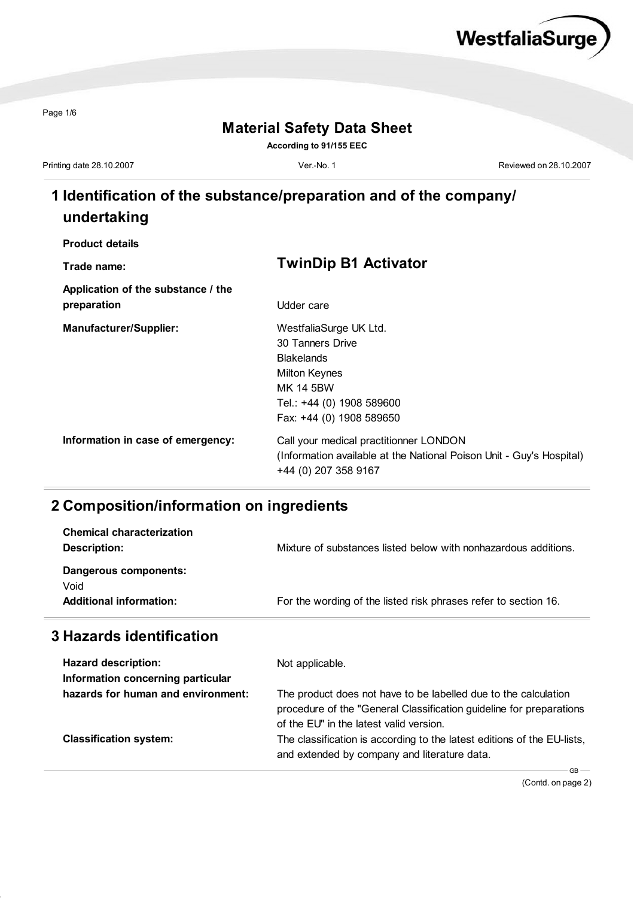WestfaliaSurge

# Material Safety Data Sheet

**According to 91/155 EEC**

Printing date 28.10.2007 | Ver.-No. 1 | Reviewed on 28.10.2007

## 1 Identification of the substance/preparation and of the company/ undertaking

**Product details**

**Trade name:** **TwinDip B1 Activator**

**Application of the substance / the preparation** Udder care

**Manufacturer/Supplier:**
WestfaliaSurge UK Ltd.
30 Tanners Drive
Blakelands
Milton Keynes
MK 14 5BW
Tel.: +44 (0) 1908 589600
Fax: +44 (0) 1908 589650

**Information in case of emergency:**
Call your medical practitionner LONDON
(Information available at the National Poison Unit - Guy's Hospital)
+44 (0) 207 358 9167

## 2 Composition/information on ingredients

**Chemical characterization**

**Description:** Mixture of substances listed below with nonhazardous additions.

**Dangerous components:**
Void

**Additional information:** For the wording of the listed risk phrases refer to section 16.

## 3 Hazards identification

**Hazard description:** Not applicable.

**Information concerning particular hazards for human and environment:** The product does not have to be labelled due to the calculation procedure of the "General Classification guideline for preparations of the EU" in the latest valid version.

**Classification system:** The classification is according to the latest editions of the EU-lists, and extended by company and literature data.

(Contd. on page 2)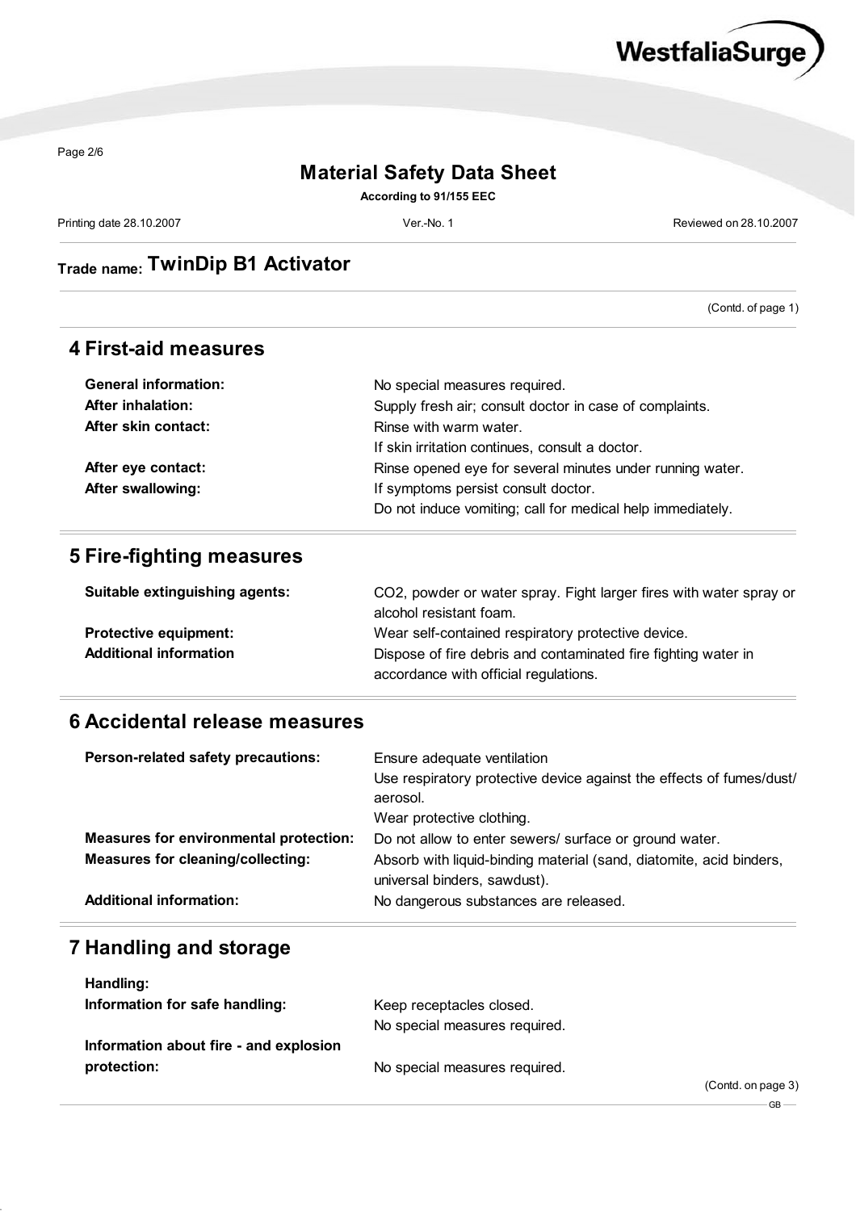## Material Safety Data Sheet

**According to 91/155 EEC**

Printing date 28.10.2007 Ver.-No. 1 Reviewed on 28.10.2007

### Trade name: TwinDip B1 Activator

(Contd. of page 1)

## 4 First-aid measures

**General information:** No special measures required.

**After inhalation:** Supply fresh air; consult doctor in case of complaints.

**After skin contact:** Rinse with warm water.
If skin irritation continues, consult a doctor.

**After eye contact:** Rinse opened eye for several minutes under running water.

**After swallowing:** If symptoms persist consult doctor.
Do not induce vomiting; call for medical help immediately.

## 5 Fire-fighting measures

**Suitable extinguishing agents:** $CO_2$, powder or water spray. Fight larger fires with water spray or alcohol resistant foam.

**Protective equipment:** Wear self-contained respiratory protective device.

**Additional information** Dispose of fire debris and contaminated fire fighting water in accordance with official regulations.

## 6 Accidental release measures

**Person-related safety precautions:** Ensure adequate ventilation
Use respiratory protective device against the effects of fumes/dust/aerosol.
Wear protective clothing.

**Measures for environmental protection:** Do not allow to enter sewers/ surface or ground water.

**Measures for cleaning/collecting:** Absorb with liquid-binding material (sand, diatomite, acid binders, universal binders, sawdust).

**Additional information:** No dangerous substances are released.

## 7 Handling and storage

**Handling:**

**Information for safe handling:** Keep receptacles closed.
No special measures required.

**Information about fire - and explosion protection:** No special measures required.

(Contd. on page 3)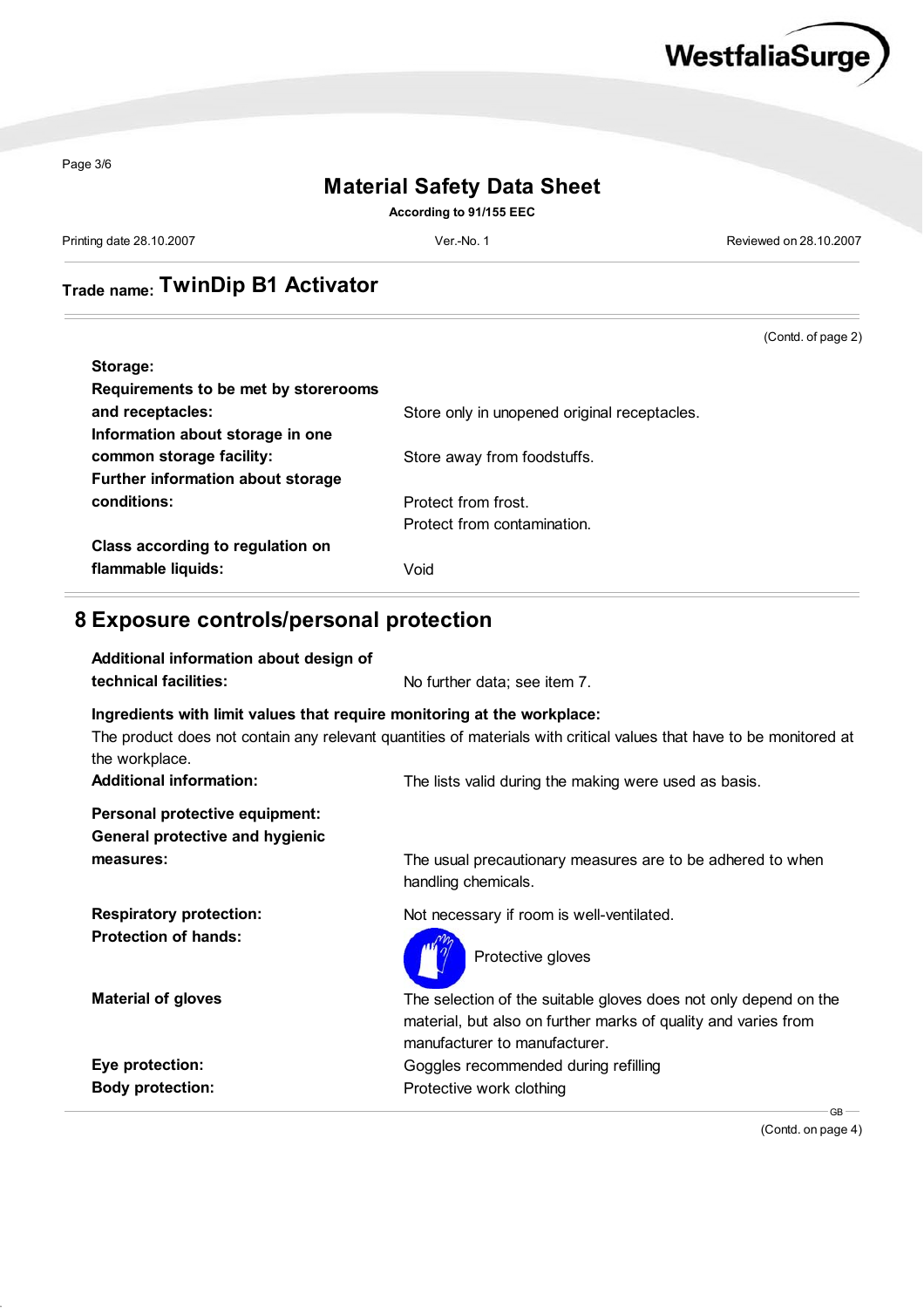# Material Safety Data Sheet

**According to 91/155 EEC**

Printing date 28.10.2007 | Ver.-No. 1 | Reviewed on 28.10.2007

**Trade name:** **TwinDip B1 Activator**

(Contd. of page 2)

**Storage:**

**Requirements to be met by storerooms and receptacles:** Store only in unopened original receptacles.

**Information about storage in one common storage facility:** Store away from foodstuffs.

**Further information about storage conditions:** Protect from frost.
Protect from contamination.

**Class according to regulation on flammable liquids:** Void

## 8 Exposure controls/personal protection

**Additional information about design of technical facilities:** No further data; see item 7.

**Ingredients with limit values that require monitoring at the workplace:**
The product does not contain any relevant quantities of materials with critical values that have to be monitored at the workplace.

**Additional information:** The lists valid during the making were used as basis.

**Personal protective equipment:**

**General protective and hygienic measures:** The usual precautionary measures are to be adhered to when handling chemicals.

**Respiratory protection:** Not necessary if room is well-ventilated.

**Protection of hands:** Protective gloves

**Material of gloves** The selection of the suitable gloves does not only depend on the material, but also on further marks of quality and varies from manufacturer to manufacturer.

**Eye protection:** Goggles recommended during refilling

**Body protection:** Protective work clothing

GB

(Contd. on page 4)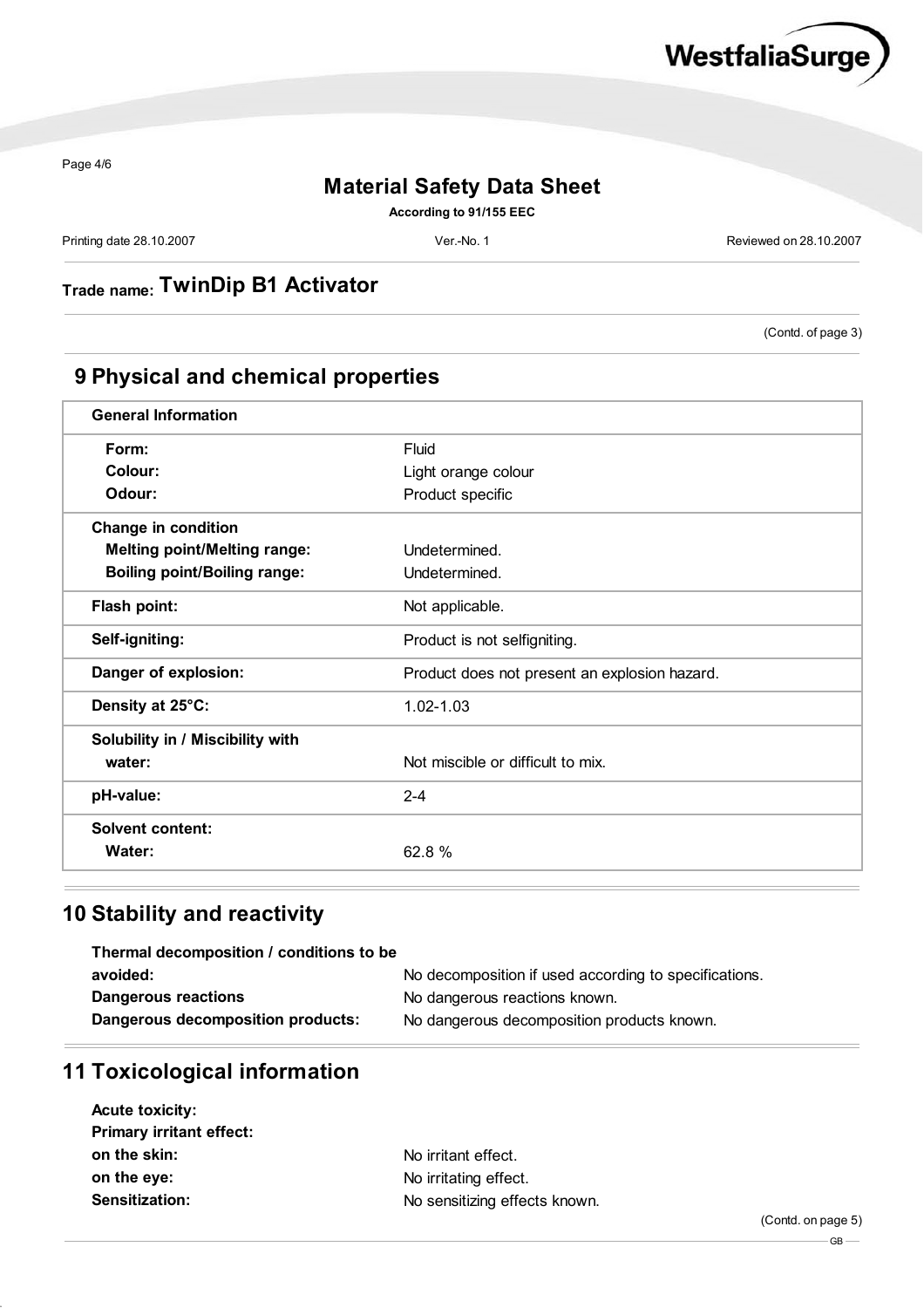# Material Safety Data Sheet

**According to 91/155 EEC**

Printing date 28.10.2007 | Ver.-No. 1 | Reviewed on 28.10.2007

## Trade name: TwinDip B1 Activator

(Contd. of page 3)

## 9 Physical and chemical properties

| **General Information** | |
|---|---|
| **Form:** | Fluid |
| **Colour:** | Light orange colour |
| **Odour:** | Product specific |
| **Change in condition** | |
| **Melting point/Melting range:** | Undetermined. |
| **Boiling point/Boiling range:** | Undetermined. |
| **Flash point:** | Not applicable. |
| **Self-igniting:** | Product is not selfigniting. |
| **Danger of explosion:** | Product does not present an explosion hazard. |
| **Density at 25°C:** | 1.02-1.03 |
| **Solubility in / Miscibility with water:** | Not miscible or difficult to mix. |
| **pH-value:** | 2-4 |
| **Solvent content:** | |
| **Water:** | 62.8 % |

## 10 Stability and reactivity

**Thermal decomposition / conditions to be avoided:** No decomposition if used according to specifications.
**Dangerous reactions** No dangerous reactions known.
**Dangerous decomposition products:** No dangerous decomposition products known.

## 11 Toxicological information

**Acute toxicity:**
**Primary irritant effect:**
**on the skin:** No irritant effect.
**on the eye:** No irritating effect.
**Sensitization:** No sensitizing effects known.

(Contd. on page 5)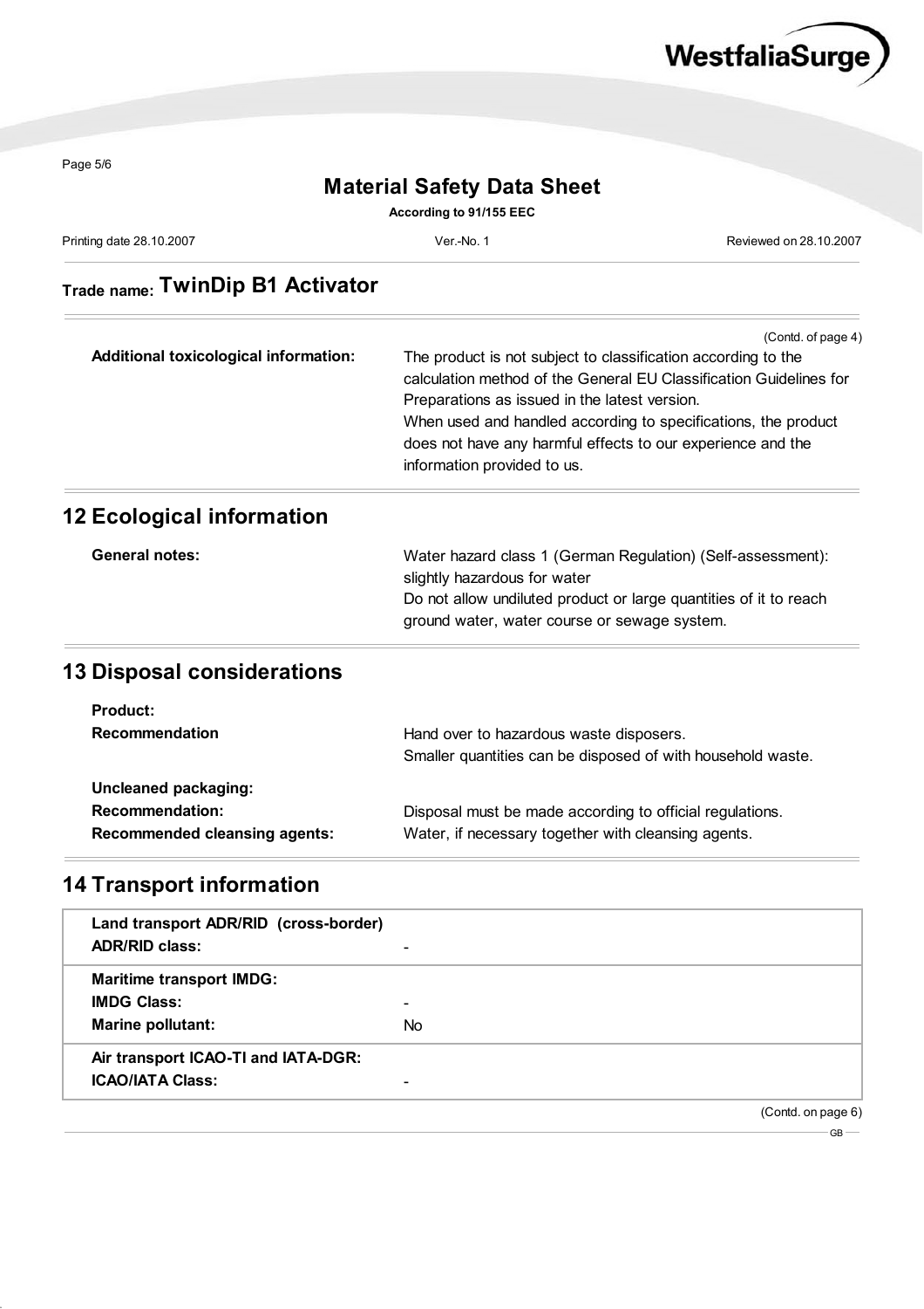# Material Safety Data Sheet

**According to 91/155 EEC**

Printing date 28.10.2007 | Ver.-No. 1 | Reviewed on 28.10.2007

## Trade name: TwinDip B1 Activator

(Contd. of page 4)

**Additional toxicological information:** The product is not subject to classification according to the calculation method of the General EU Classification Guidelines for Preparations as issued in the latest version.
When used and handled according to specifications, the product does not have any harmful effects to our experience and the information provided to us.

## 12 Ecological information

**General notes:** Water hazard class 1 (German Regulation) (Self-assessment): slightly hazardous for water
Do not allow undiluted product or large quantities of it to reach ground water, water course or sewage system.

## 13 Disposal considerations

**Product:**

**Recommendation** Hand over to hazardous waste disposers.
Smaller quantities can be disposed of with household waste.

**Uncleaned packaging:**

**Recommendation:** Disposal must be made according to official regulations.

**Recommended cleansing agents:** Water, if necessary together with cleansing agents.

## 14 Transport information

| | |
|---|---|
| **Land transport ADR/RID (cross-border)** | |
| **ADR/RID class:** | - |
| **Maritime transport IMDG:** | |
| **IMDG Class:** | - |
| **Marine pollutant:** | No |
| **Air transport ICAO-TI and IATA-DGR:** | |
| **ICAO/IATA Class:** | - |

(Contd. on page 6)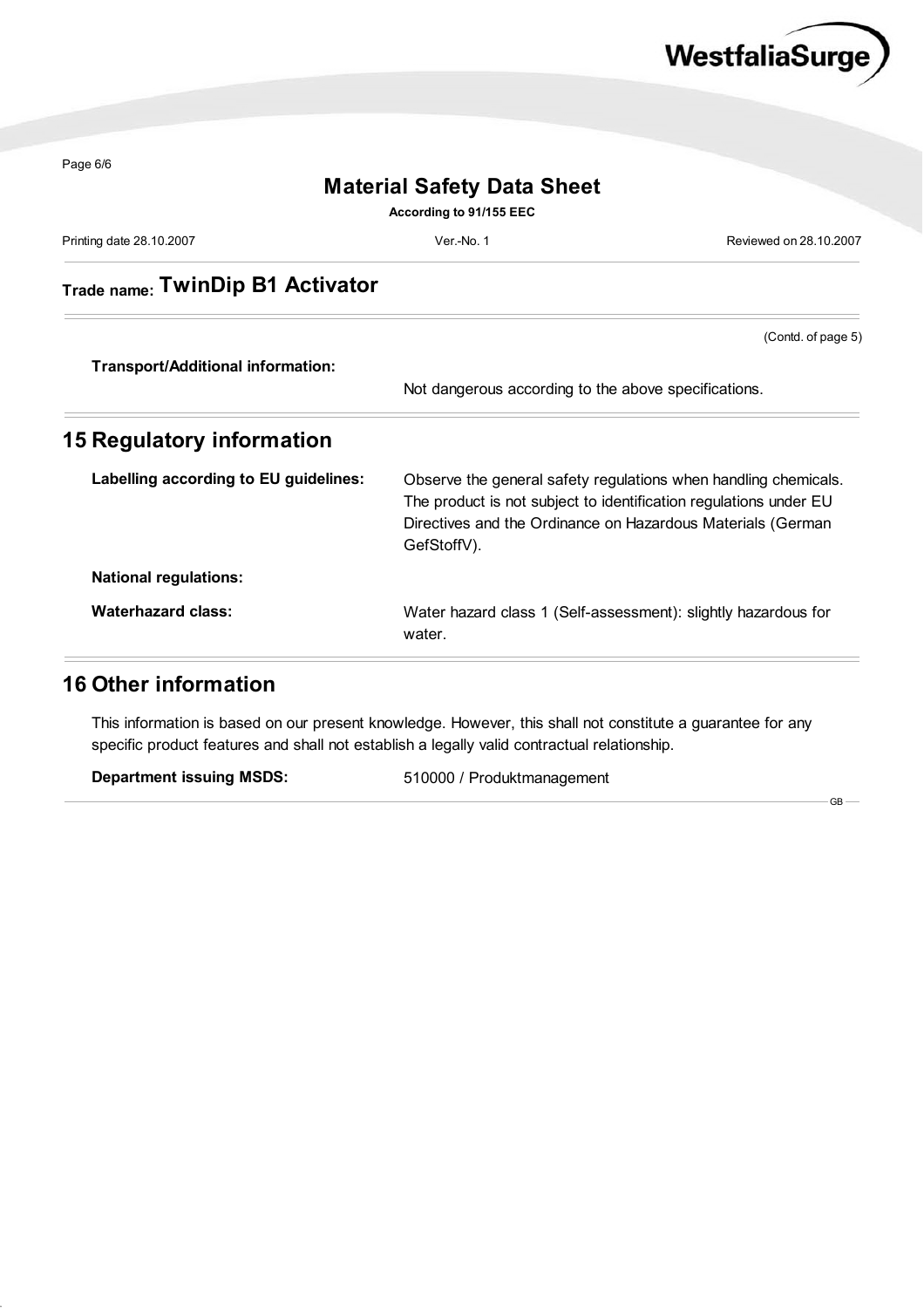(Contd. of page 5)

**Transport/Additional information:** Not dangerous according to the above specifications.

## 15 Regulatory information

**Labelling according to EU guidelines:** Observe the general safety regulations when handling chemicals. The product is not subject to identification regulations under EU Directives and the Ordinance on Hazardous Materials (German GefStoffV).

**National regulations:**

**Waterhazard class:** Water hazard class 1 (Self-assessment): slightly hazardous for water.

## 16 Other information

This information is based on our present knowledge. However, this shall not constitute a guarantee for any specific product features and shall not establish a legally valid contractual relationship.

**Department issuing MSDS:** 510000 / Produktmanagement